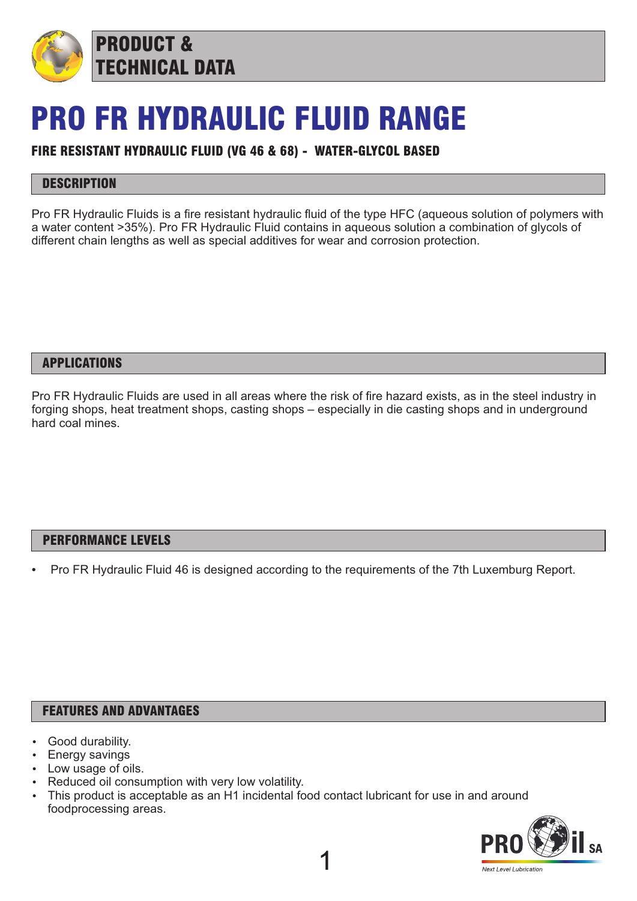# PRODUCT & TECHNICAL DATA

# PRO FR HYDRAULIC FLUID RANGE

**FIRE RESISTANT HYDRAULIC FLUID (VG 46 & 68) - WATER-GLYCOL BASED**

## DESCRIPTION

Pro FR Hydraulic Fluids is a fire resistant hydraulic fluid of the type HFC (aqueous solution of polymers with a water content >35%). Pro FR Hydraulic Fluid contains in aqueous solution a combination of glycols of different chain lengths as well as special additives for wear and corrosion protection.

## APPLICATIONS

Pro FR Hydraulic Fluids are used in all areas where the risk of fire hazard exists, as in the steel industry in forging shops, heat treatment shops, casting shops – especially in die casting shops and in underground hard coal mines.

## PERFORMANCE LEVELS

- Pro FR Hydraulic Fluid 46 is designed according to the requirements of the 7th Luxemburg Report.

## FEATURES AND ADVANTAGES

- Good durability.
- Energy savings
- Low usage of oils.
- Reduced oil consumption with very low volatility.
- This product is acceptable as an H1 incidental food contact lubricant for use in and around foodprocessing areas.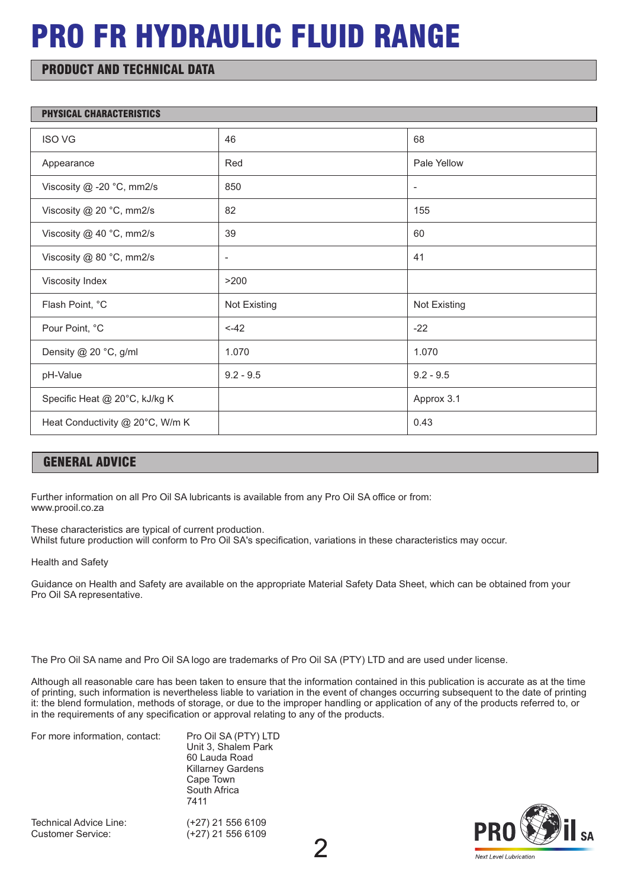# PRO FR HYDRAULIC FLUID RANGE

## PRODUCT AND TECHNICAL DATA

### PHYSICAL CHARACTERISTICS

| | | |
|---|---|---|
| ISO VG | 46 | 68 |
| Appearance | Red | Pale Yellow |
| Viscosity @ -20 °C, mm2/s | 850 | - |
| Viscosity @ 20 °C, mm2/s | 82 | 155 |
| Viscosity @ 40 °C, mm2/s | 39 | 60 |
| Viscosity @ 80 °C, mm2/s | - | 41 |
| Viscosity Index | >200 | |
| Flash Point, °C | Not Existing | Not Existing |
| Pour Point, °C | <-42 | -22 |
| Density @ 20 °C, g/ml | 1.070 | 1.070 |
| pH-Value | 9.2 - 9.5 | 9.2 - 9.5 |
| Specific Heat @ 20°C, kJ/kg K | | Approx 3.1 |
| Heat Conductivity @ 20°C, W/m K | | 0.43 |

## GENERAL ADVICE

Further information on all Pro Oil SA lubricants is available from any Pro Oil SA office or from:
www.prooil.co.za

These characteristics are typical of current production.
Whilst future production will conform to Pro Oil SA's specification, variations in these characteristics may occur.

Health and Safety

Guidance on Health and Safety are available on the appropriate Material Safety Data Sheet, which can be obtained from your Pro Oil SA representative.

The Pro Oil SA name and Pro Oil SA logo are trademarks of Pro Oil SA (PTY) LTD and are used under license.

Although all reasonable care has been taken to ensure that the information contained in this publication is accurate as at the time of printing, such information is nevertheless liable to variation in the event of changes occurring subsequent to the date of printing it: the blend formulation, methods of storage, or due to the improper handling or application of any of the products referred to, or in the requirements of any specification or approval relating to any of the products.

For more information, contact:

Pro Oil SA (PTY) LTD
Unit 3, Shalem Park
60 Lauda Road
Killarney Gardens
Cape Town
South Africa
7411

Technical Advice Line: (+27) 21 556 6109
Customer Service: (+27) 21 556 6109

PRO Oil SA
*Next Level Lubrication*